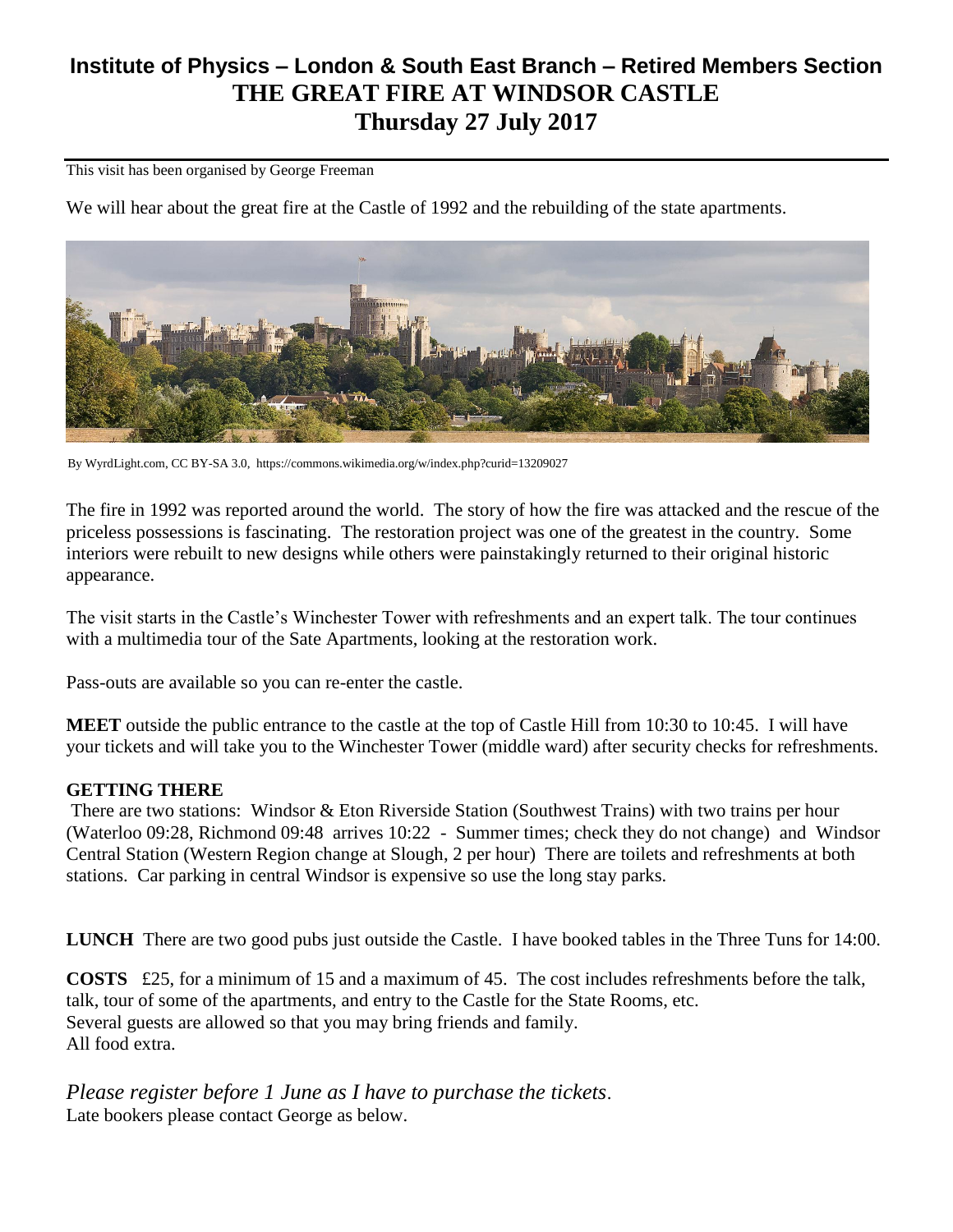# Institute of Physics – London & South East Branch – Retired Members Section
# THE GREAT FIRE AT WINDSOR CASTLE
# Thursday 27 July 2017

This visit has been organised by George Freeman

We will hear about the great fire at the Castle of 1992 and the rebuilding of the state apartments.

By WyrdLight.com, CC BY-SA 3.0, https://commons.wikimedia.org/w/index.php?curid=13209027

The fire in 1992 was reported around the world. The story of how the fire was attacked and the rescue of the priceless possessions is fascinating. The restoration project was one of the greatest in the country. Some interiors were rebuilt to new designs while others were painstakingly returned to their original historic appearance.

The visit starts in the Castle's Winchester Tower with refreshments and an expert talk. The tour continues with a multimedia tour of the Sate Apartments, looking at the restoration work.

Pass-outs are available so you can re-enter the castle.

**MEET** outside the public entrance to the castle at the top of Castle Hill from 10:30 to 10:45. I will have your tickets and will take you to the Winchester Tower (middle ward) after security checks for refreshments.

**GETTING THERE**

There are two stations: Windsor & Eton Riverside Station (Southwest Trains) with two trains per hour (Waterloo 09:28, Richmond 09:48 arrives 10:22 - Summer times; check they do not change) and Windsor Central Station (Western Region change at Slough, 2 per hour) There are toilets and refreshments at both stations. Car parking in central Windsor is expensive so use the long stay parks.

**LUNCH** There are two good pubs just outside the Castle. I have booked tables in the Three Tuns for 14:00.

**COSTS** £25, for a minimum of 15 and a maximum of 45. The cost includes refreshments before the talk, talk, tour of some of the apartments, and entry to the Castle for the State Rooms, etc.
Several guests are allowed so that you may bring friends and family.
All food extra.

*Please register before 1 June as I have to purchase the tickets.*
Late bookers please contact George as below.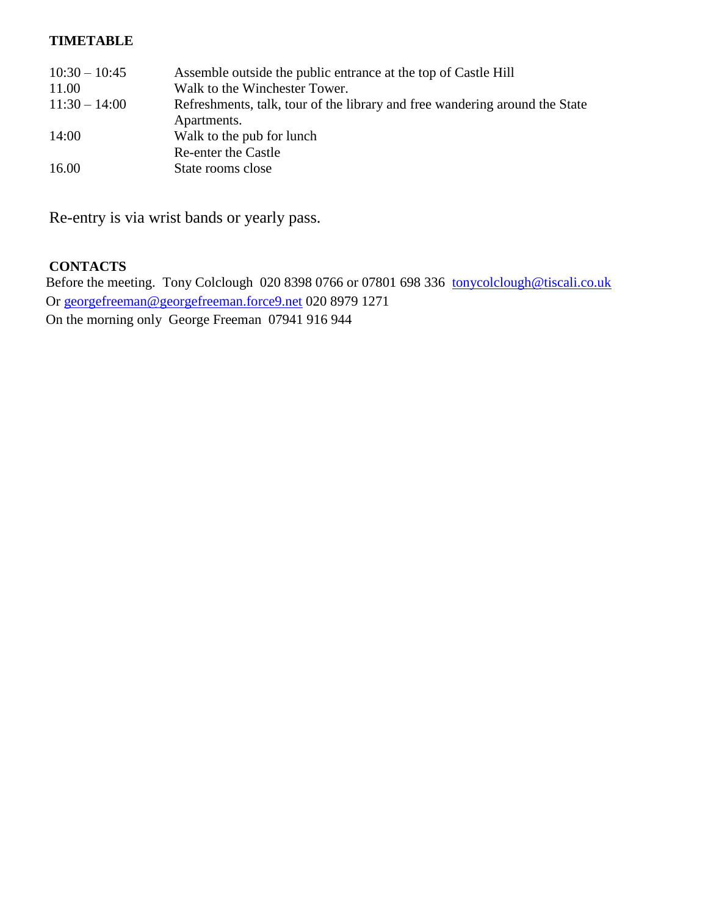**TIMETABLE**

| | |
|---|---|
| 10:30 – 10:45 | Assemble outside the public entrance at the top of Castle Hill |
| 11.00 | Walk to the Winchester Tower. |
| 11:30 – 14:00 | Refreshments, talk, tour of the library and free wandering around the State Apartments. |
| 14:00 | Walk to the pub for lunch |
| | Re-enter the Castle |
| 16.00 | State rooms close |

Re-entry is via wrist bands or yearly pass.

**CONTACTS**

Before the meeting. Tony Colclough 020 8398 0766 or 07801 698 336 tonycolclough@tiscali.co.uk
Or georgefreeman@georgefreeman.force9.net 020 8979 1271
On the morning only George Freeman 07941 916 944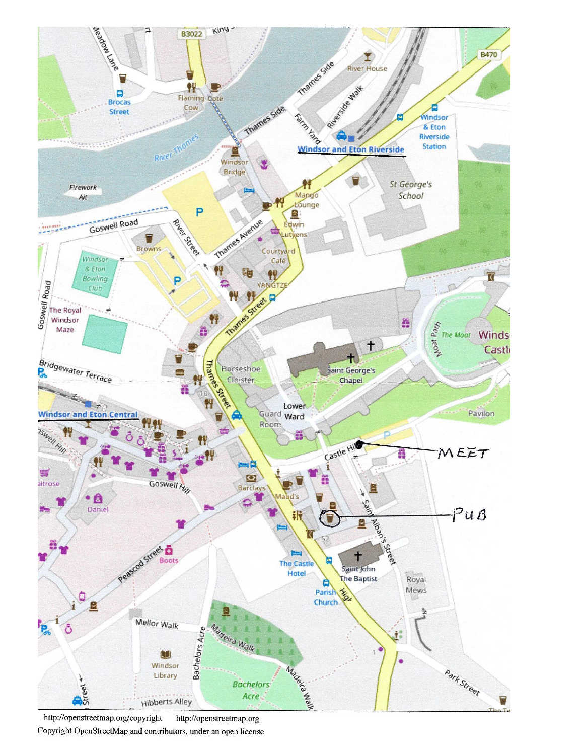B3022

King

Meadow Lane

Brocas Street

Flaming Cow

Coté

River Thames

Thames Side

Thames Side

River House

Riverside Walk

Farm Yard

B470

Windsor & Eton Riverside Station

Windsor and Eton Riverside

Windsor Bridge

Firework Ait

Mango Lounge

St George's School

Goswell Road

River Street

Thames Avenue

Edwin Lutyens

Courtyard Cafe

Browns

Windsor & Eton Bowling Club

YANGTZE

Thames Street

Goswell Road

The Royal Windsor Maze

The Moat

Moat Path

Windsor Castle

Horseshoe Cloister

Saint George's Chapel

Bridgewater Terrace

Thames Street

10

Lower Ward

Guard Room

Pavilion

Windsor and Eton Central

Goswell Hill

Castle Hill

MEET

Goswell Hill

aitrose

Barclays

Maud's

Daniel

Saint Alban's Street

PUB

52

Peascod Street

Boots

The Castle Hotel

Saint John The Baptist

Royal Mews

Parish Church

High

Mellor Walk

Madeira Walk

Bachelors Acre

Windsor Library

Madeira Walk

Bachelors Acre

Street

Hibberts Alley

Park Street

http://openstreetmap.org/copyright http://openstreetmap.org

Copyright OpenStreetMap and contributors, under an open license